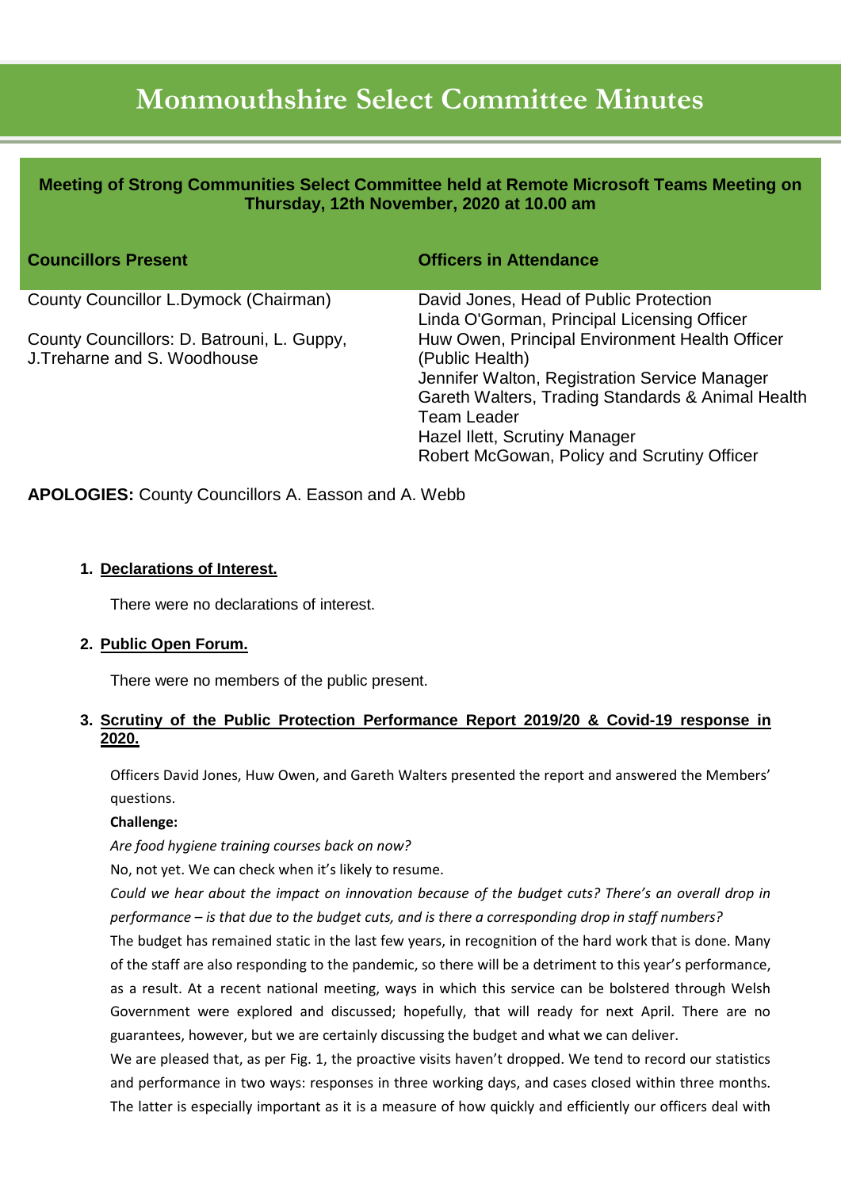# Monmouthshire Select Committee Minutes

**Meeting of Strong Communities Select Committee held at Remote Microsoft Teams Meeting on Thursday, 12th November, 2020 at 10.00 am**

| Councillors Present | Officers in Attendance |
|---|---|
| County Councillor L.Dymock (Chairman)<br><br>County Councillors: D. Batrouni, L. Guppy, J.Treharne and S. Woodhouse | David Jones, Head of Public Protection<br>Linda O'Gorman, Principal Licensing Officer<br>Huw Owen, Principal Environment Health Officer (Public Health)<br>Jennifer Walton, Registration Service Manager<br>Gareth Walters, Trading Standards & Animal Health Team Leader<br>Hazel Ilett, Scrutiny Manager<br>Robert McGowan, Policy and Scrutiny Officer |

**APOLOGIES:** County Councillors A. Easson and A. Webb

1. **Declarations of Interest.**

   There were no declarations of interest.

2. **Public Open Forum.**

   There were no members of the public present.

3. **Scrutiny of the Public Protection Performance Report 2019/20 & Covid-19 response in 2020.**

   Officers David Jones, Huw Owen, and Gareth Walters presented the report and answered the Members' questions.

   **Challenge:**

   *Are food hygiene training courses back on now?*

   No, not yet. We can check when it's likely to resume.

   *Could we hear about the impact on innovation because of the budget cuts? There's an overall drop in performance – is that due to the budget cuts, and is there a corresponding drop in staff numbers?*

   The budget has remained static in the last few years, in recognition of the hard work that is done. Many of the staff are also responding to the pandemic, so there will be a detriment to this year's performance, as a result. At a recent national meeting, ways in which this service can be bolstered through Welsh Government were explored and discussed; hopefully, that will ready for next April. There are no guarantees, however, but we are certainly discussing the budget and what we can deliver.

   We are pleased that, as per Fig. 1, the proactive visits haven't dropped. We tend to record our statistics and performance in two ways: responses in three working days, and cases closed within three months. The latter is especially important as it is a measure of how quickly and efficiently our officers deal with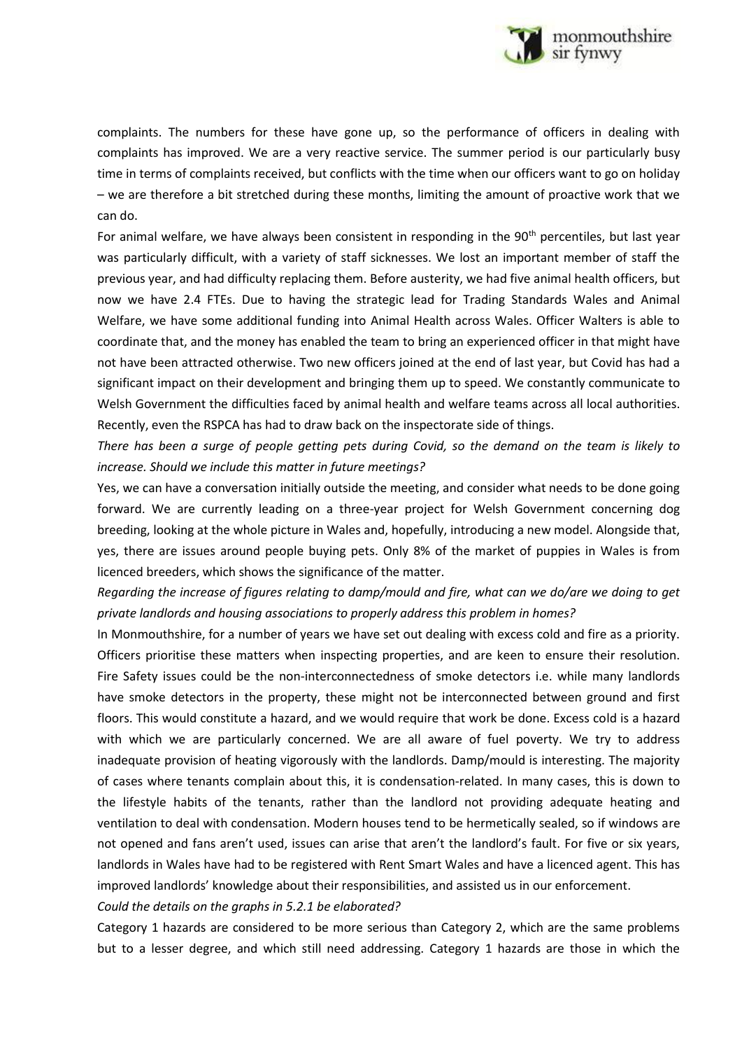complaints. The numbers for these have gone up, so the performance of officers in dealing with complaints has improved. We are a very reactive service. The summer period is our particularly busy time in terms of complaints received, but conflicts with the time when our officers want to go on holiday – we are therefore a bit stretched during these months, limiting the amount of proactive work that we can do.

For animal welfare, we have always been consistent in responding in the 90th percentiles, but last year was particularly difficult, with a variety of staff sicknesses. We lost an important member of staff the previous year, and had difficulty replacing them. Before austerity, we had five animal health officers, but now we have 2.4 FTEs. Due to having the strategic lead for Trading Standards Wales and Animal Welfare, we have some additional funding into Animal Health across Wales. Officer Walters is able to coordinate that, and the money has enabled the team to bring an experienced officer in that might have not have been attracted otherwise. Two new officers joined at the end of last year, but Covid has had a significant impact on their development and bringing them up to speed. We constantly communicate to Welsh Government the difficulties faced by animal health and welfare teams across all local authorities. Recently, even the RSPCA has had to draw back on the inspectorate side of things.

*There has been a surge of people getting pets during Covid, so the demand on the team is likely to increase. Should we include this matter in future meetings?*

Yes, we can have a conversation initially outside the meeting, and consider what needs to be done going forward. We are currently leading on a three-year project for Welsh Government concerning dog breeding, looking at the whole picture in Wales and, hopefully, introducing a new model. Alongside that, yes, there are issues around people buying pets. Only 8% of the market of puppies in Wales is from licenced breeders, which shows the significance of the matter.

*Regarding the increase of figures relating to damp/mould and fire, what can we do/are we doing to get private landlords and housing associations to properly address this problem in homes?*

In Monmouthshire, for a number of years we have set out dealing with excess cold and fire as a priority. Officers prioritise these matters when inspecting properties, and are keen to ensure their resolution. Fire Safety issues could be the non-interconnectedness of smoke detectors i.e. while many landlords have smoke detectors in the property, these might not be interconnected between ground and first floors. This would constitute a hazard, and we would require that work be done. Excess cold is a hazard with which we are particularly concerned. We are all aware of fuel poverty. We try to address inadequate provision of heating vigorously with the landlords. Damp/mould is interesting. The majority of cases where tenants complain about this, it is condensation-related. In many cases, this is down to the lifestyle habits of the tenants, rather than the landlord not providing adequate heating and ventilation to deal with condensation. Modern houses tend to be hermetically sealed, so if windows are not opened and fans aren't used, issues can arise that aren't the landlord's fault. For five or six years, landlords in Wales have had to be registered with Rent Smart Wales and have a licenced agent. This has improved landlords' knowledge about their responsibilities, and assisted us in our enforcement.

*Could the details on the graphs in 5.2.1 be elaborated?*

Category 1 hazards are considered to be more serious than Category 2, which are the same problems but to a lesser degree, and which still need addressing. Category 1 hazards are those in which the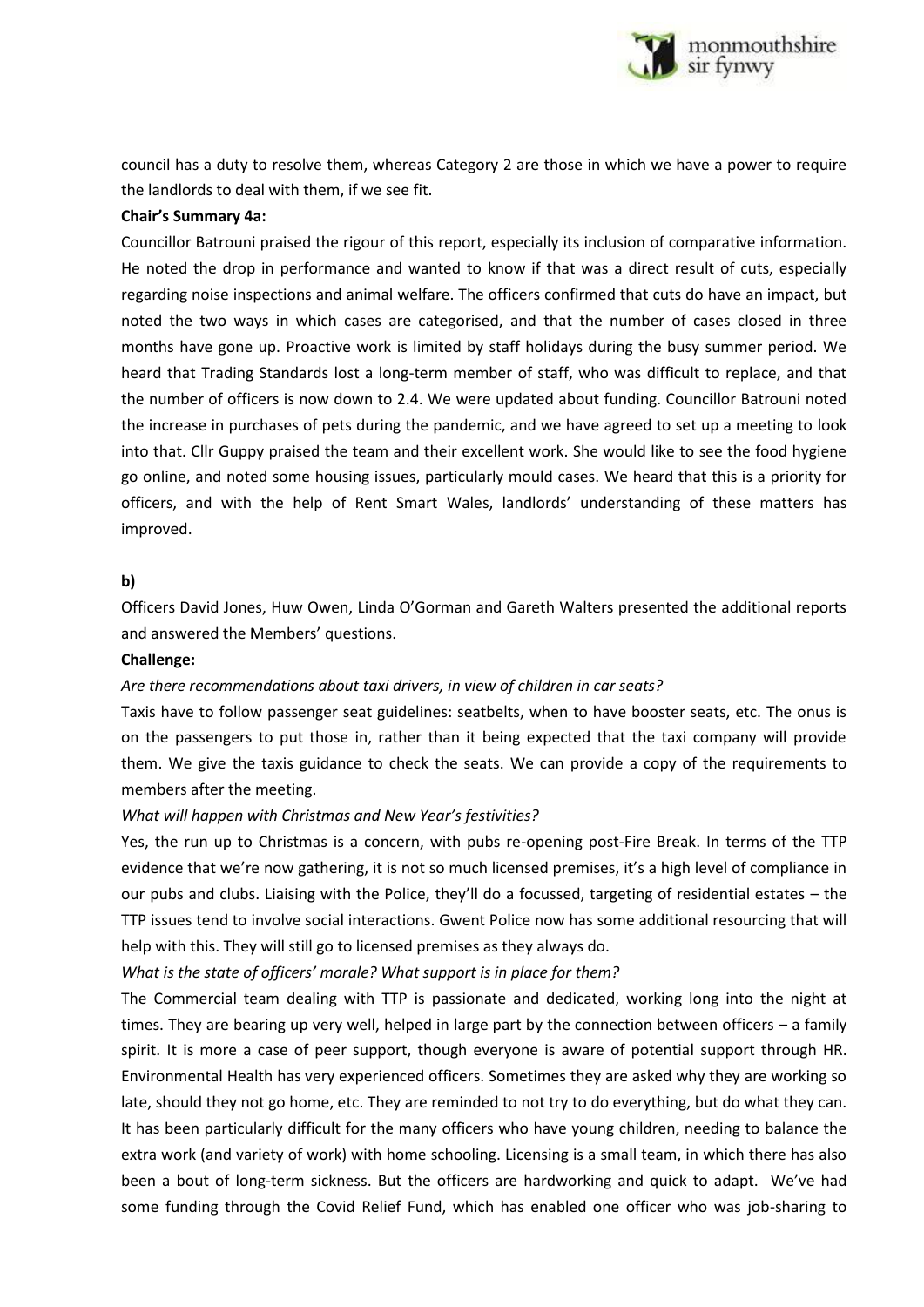council has a duty to resolve them, whereas Category 2 are those in which we have a power to require the landlords to deal with them, if we see fit.

**Chair's Summary 4a:**

Councillor Batrouni praised the rigour of this report, especially its inclusion of comparative information. He noted the drop in performance and wanted to know if that was a direct result of cuts, especially regarding noise inspections and animal welfare. The officers confirmed that cuts do have an impact, but noted the two ways in which cases are categorised, and that the number of cases closed in three months have gone up. Proactive work is limited by staff holidays during the busy summer period. We heard that Trading Standards lost a long-term member of staff, who was difficult to replace, and that the number of officers is now down to 2.4. We were updated about funding. Councillor Batrouni noted the increase in purchases of pets during the pandemic, and we have agreed to set up a meeting to look into that. Cllr Guppy praised the team and their excellent work. She would like to see the food hygiene go online, and noted some housing issues, particularly mould cases. We heard that this is a priority for officers, and with the help of Rent Smart Wales, landlords' understanding of these matters has improved.

**b)**

Officers David Jones, Huw Owen, Linda O'Gorman and Gareth Walters presented the additional reports and answered the Members' questions.

**Challenge:**

*Are there recommendations about taxi drivers, in view of children in car seats?*

Taxis have to follow passenger seat guidelines: seatbelts, when to have booster seats, etc. The onus is on the passengers to put those in, rather than it being expected that the taxi company will provide them. We give the taxis guidance to check the seats. We can provide a copy of the requirements to members after the meeting.

*What will happen with Christmas and New Year's festivities?*

Yes, the run up to Christmas is a concern, with pubs re-opening post-Fire Break. In terms of the TTP evidence that we're now gathering, it is not so much licensed premises, it's a high level of compliance in our pubs and clubs. Liaising with the Police, they'll do a focussed, targeting of residential estates – the TTP issues tend to involve social interactions. Gwent Police now has some additional resourcing that will help with this. They will still go to licensed premises as they always do.

*What is the state of officers' morale? What support is in place for them?*

The Commercial team dealing with TTP is passionate and dedicated, working long into the night at times. They are bearing up very well, helped in large part by the connection between officers – a family spirit. It is more a case of peer support, though everyone is aware of potential support through HR. Environmental Health has very experienced officers. Sometimes they are asked why they are working so late, should they not go home, etc. They are reminded to not try to do everything, but do what they can. It has been particularly difficult for the many officers who have young children, needing to balance the extra work (and variety of work) with home schooling. Licensing is a small team, in which there has also been a bout of long-term sickness. But the officers are hardworking and quick to adapt. We've had some funding through the Covid Relief Fund, which has enabled one officer who was job-sharing to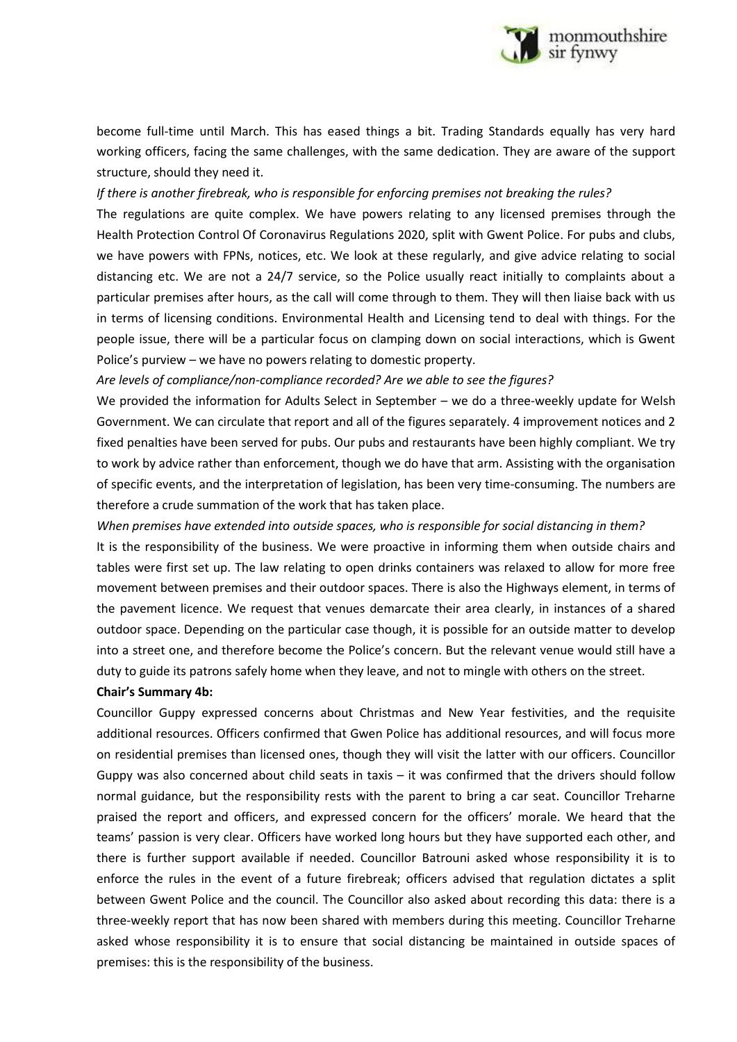become full-time until March. This has eased things a bit. Trading Standards equally has very hard working officers, facing the same challenges, with the same dedication. They are aware of the support structure, should they need it.

*If there is another firebreak, who is responsible for enforcing premises not breaking the rules?*

The regulations are quite complex. We have powers relating to any licensed premises through the Health Protection Control Of Coronavirus Regulations 2020, split with Gwent Police. For pubs and clubs, we have powers with FPNs, notices, etc. We look at these regularly, and give advice relating to social distancing etc. We are not a 24/7 service, so the Police usually react initially to complaints about a particular premises after hours, as the call will come through to them. They will then liaise back with us in terms of licensing conditions. Environmental Health and Licensing tend to deal with things. For the people issue, there will be a particular focus on clamping down on social interactions, which is Gwent Police's purview – we have no powers relating to domestic property.

*Are levels of compliance/non-compliance recorded? Are we able to see the figures?*

We provided the information for Adults Select in September – we do a three-weekly update for Welsh Government. We can circulate that report and all of the figures separately. 4 improvement notices and 2 fixed penalties have been served for pubs. Our pubs and restaurants have been highly compliant. We try to work by advice rather than enforcement, though we do have that arm. Assisting with the organisation of specific events, and the interpretation of legislation, has been very time-consuming. The numbers are therefore a crude summation of the work that has taken place.

*When premises have extended into outside spaces, who is responsible for social distancing in them?*

It is the responsibility of the business. We were proactive in informing them when outside chairs and tables were first set up. The law relating to open drinks containers was relaxed to allow for more free movement between premises and their outdoor spaces. There is also the Highways element, in terms of the pavement licence. We request that venues demarcate their area clearly, in instances of a shared outdoor space. Depending on the particular case though, it is possible for an outside matter to develop into a street one, and therefore become the Police's concern. But the relevant venue would still have a duty to guide its patrons safely home when they leave, and not to mingle with others on the street.

**Chair's Summary 4b:**

Councillor Guppy expressed concerns about Christmas and New Year festivities, and the requisite additional resources. Officers confirmed that Gwen Police has additional resources, and will focus more on residential premises than licensed ones, though they will visit the latter with our officers. Councillor Guppy was also concerned about child seats in taxis – it was confirmed that the drivers should follow normal guidance, but the responsibility rests with the parent to bring a car seat. Councillor Treharne praised the report and officers, and expressed concern for the officers' morale. We heard that the teams' passion is very clear. Officers have worked long hours but they have supported each other, and there is further support available if needed. Councillor Batrouni asked whose responsibility it is to enforce the rules in the event of a future firebreak; officers advised that regulation dictates a split between Gwent Police and the council. The Councillor also asked about recording this data: there is a three-weekly report that has now been shared with members during this meeting. Councillor Treharne asked whose responsibility it is to ensure that social distancing be maintained in outside spaces of premises: this is the responsibility of the business.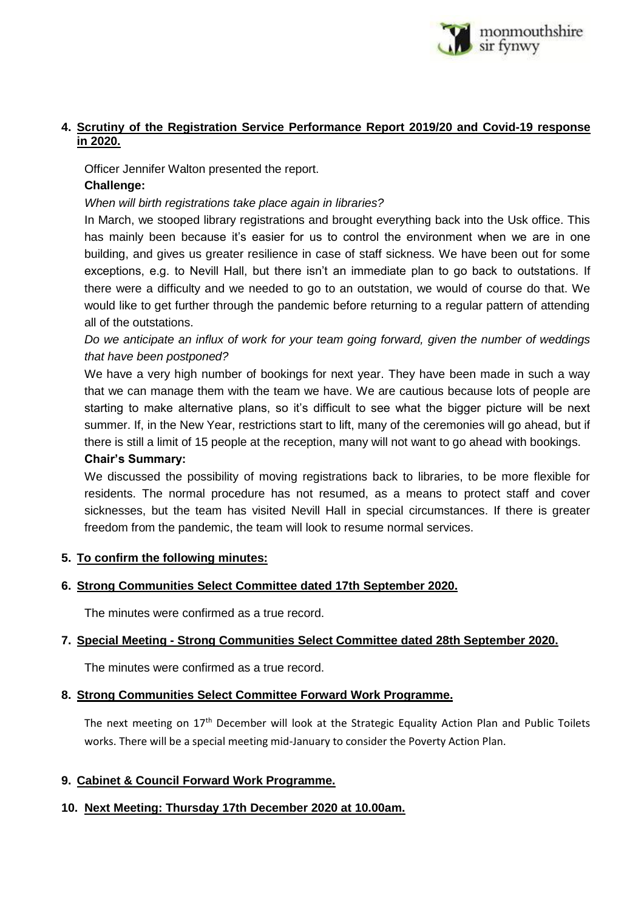## 4. Scrutiny of the Registration Service Performance Report 2019/20 and Covid-19 response in 2020.

Officer Jennifer Walton presented the report.

**Challenge:**

*When will birth registrations take place again in libraries?*

In March, we stooped library registrations and brought everything back into the Usk office. This has mainly been because it's easier for us to control the environment when we are in one building, and gives us greater resilience in case of staff sickness. We have been out for some exceptions, e.g. to Nevill Hall, but there isn't an immediate plan to go back to outstations. If there were a difficulty and we needed to go to an outstation, we would of course do that. We would like to get further through the pandemic before returning to a regular pattern of attending all of the outstations.

*Do we anticipate an influx of work for your team going forward, given the number of weddings that have been postponed?*

We have a very high number of bookings for next year. They have been made in such a way that we can manage them with the team we have. We are cautious because lots of people are starting to make alternative plans, so it's difficult to see what the bigger picture will be next summer. If, in the New Year, restrictions start to lift, many of the ceremonies will go ahead, but if there is still a limit of 15 people at the reception, many will not want to go ahead with bookings.

**Chair's Summary:**

We discussed the possibility of moving registrations back to libraries, to be more flexible for residents. The normal procedure has not resumed, as a means to protect staff and cover sicknesses, but the team has visited Nevill Hall in special circumstances. If there is greater freedom from the pandemic, the team will look to resume normal services.

## 5. To confirm the following minutes:

## 6. Strong Communities Select Committee dated 17th September 2020.

The minutes were confirmed as a true record.

## 7. Special Meeting - Strong Communities Select Committee dated 28th September 2020.

The minutes were confirmed as a true record.

## 8. Strong Communities Select Committee Forward Work Programme.

The next meeting on 17th December will look at the Strategic Equality Action Plan and Public Toilets works. There will be a special meeting mid-January to consider the Poverty Action Plan.

## 9. Cabinet & Council Forward Work Programme.

## 10. Next Meeting: Thursday 17th December 2020 at 10.00am.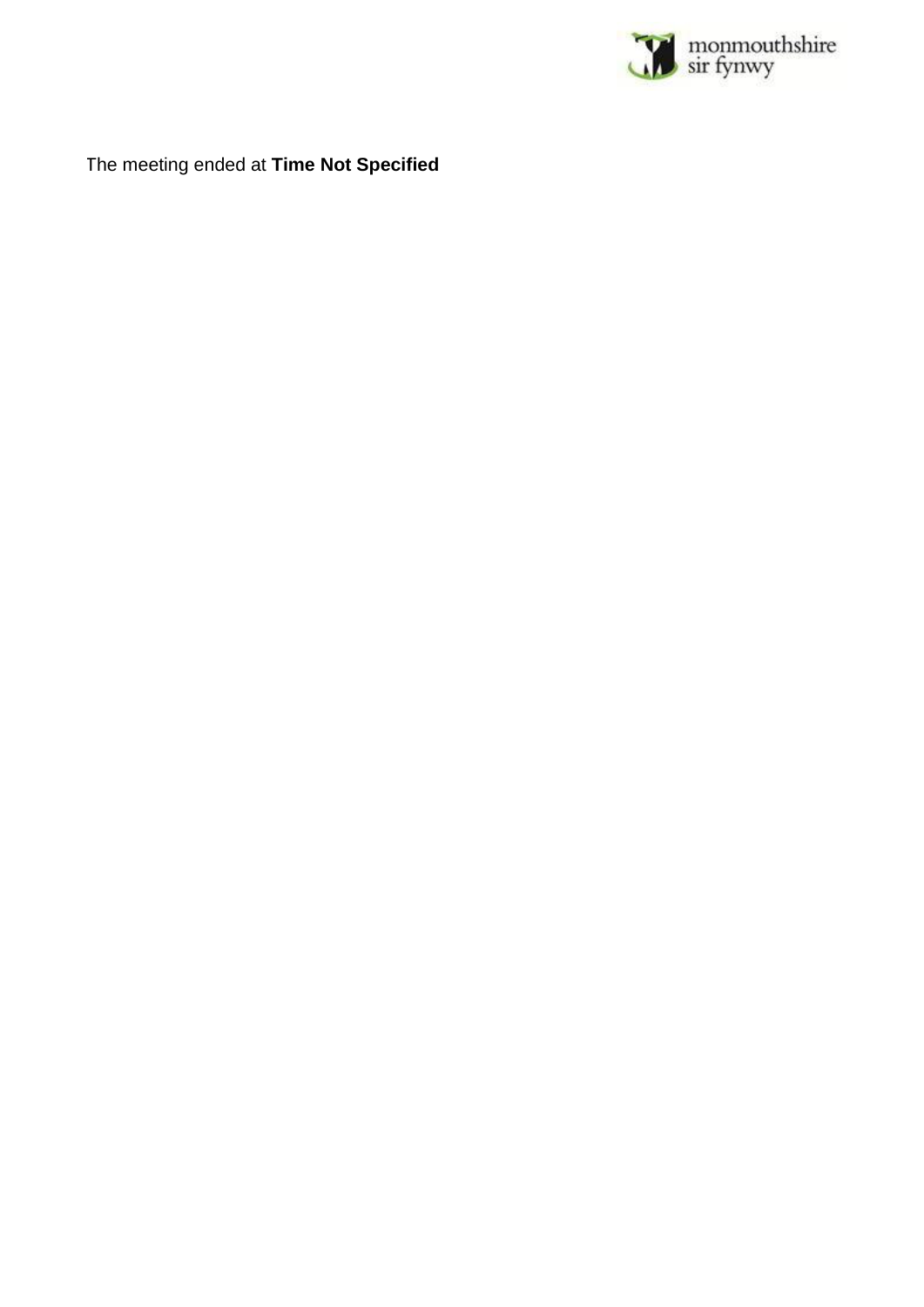The meeting ended at **Time Not Specified**